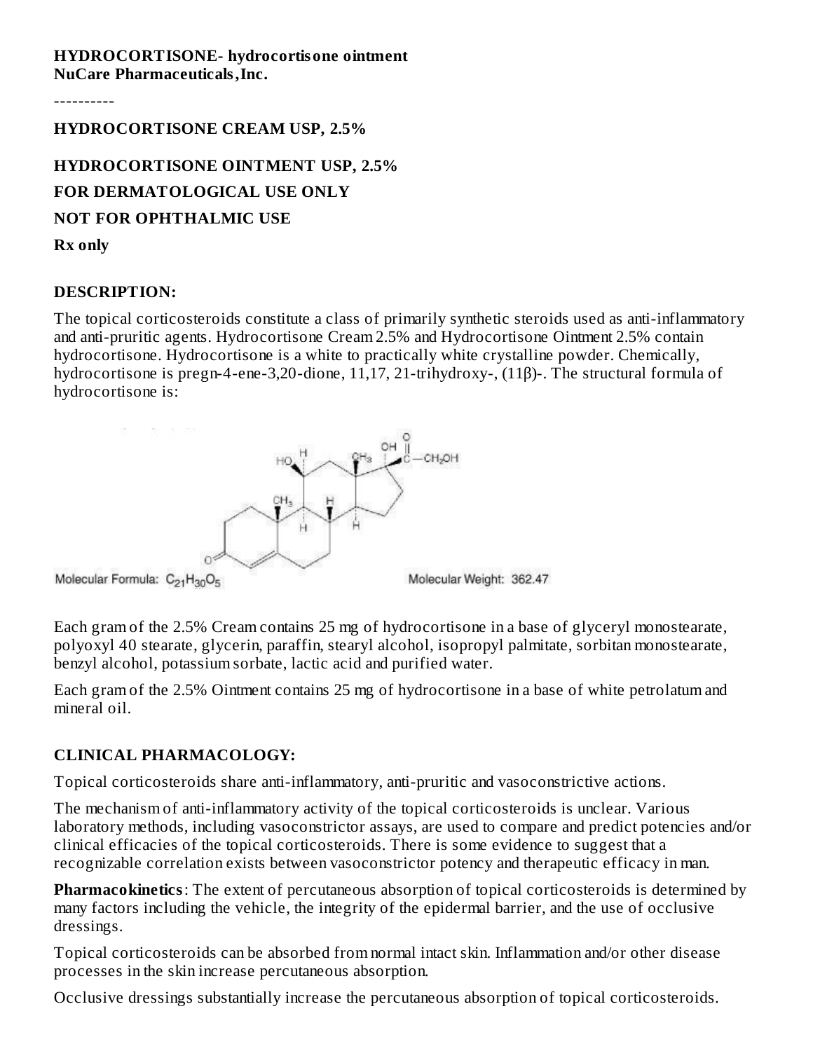**HYDROCORTISONE- hydrocortisone ointment**
**NuCare Pharmaceuticals,Inc.**

----------

**HYDROCORTISONE CREAM USP, 2.5%**

**HYDROCORTISONE OINTMENT USP, 2.5%**

**FOR DERMATOLOGICAL USE ONLY**

**NOT FOR OPHTHALMIC USE**

**Rx only**

## DESCRIPTION:

The topical corticosteroids constitute a class of primarily synthetic steroids used as anti-inflammatory and anti-pruritic agents. Hydrocortisone Cream 2.5% and Hydrocortisone Ointment 2.5% contain hydrocortisone. Hydrocortisone is a white to practically white crystalline powder. Chemically, hydrocortisone is pregn-4-ene-3,20-dione, 11,17, 21-trihydroxy-, (11β)-. The structural formula of hydrocortisone is:

Molecular Formula: $C_{21}H_{30}O_5$

Molecular Weight: 362.47

Each gram of the 2.5% Cream contains 25 mg of hydrocortisone in a base of glyceryl monostearate, polyoxyl 40 stearate, glycerin, paraffin, stearyl alcohol, isopropyl palmitate, sorbitan monostearate, benzyl alcohol, potassium sorbate, lactic acid and purified water.

Each gram of the 2.5% Ointment contains 25 mg of hydrocortisone in a base of white petrolatum and mineral oil.

## CLINICAL PHARMACOLOGY:

Topical corticosteroids share anti-inflammatory, anti-pruritic and vasoconstrictive actions.

The mechanism of anti-inflammatory activity of the topical corticosteroids is unclear. Various laboratory methods, including vasoconstrictor assays, are used to compare and predict potencies and/or clinical efficacies of the topical corticosteroids. There is some evidence to suggest that a recognizable correlation exists between vasoconstrictor potency and therapeutic efficacy in man.

**Pharmacokinetics**: The extent of percutaneous absorption of topical corticosteroids is determined by many factors including the vehicle, the integrity of the epidermal barrier, and the use of occlusive dressings.

Topical corticosteroids can be absorbed from normal intact skin. Inflammation and/or other disease processes in the skin increase percutaneous absorption.

Occlusive dressings substantially increase the percutaneous absorption of topical corticosteroids.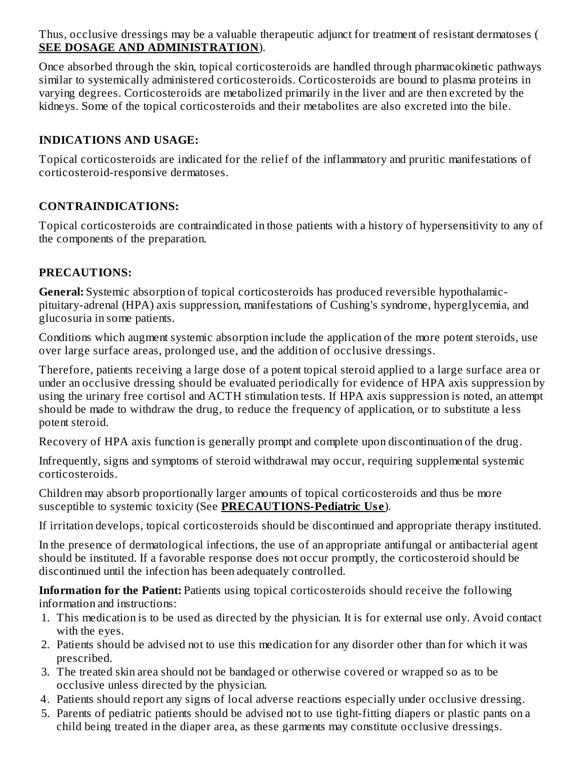Thus, occlusive dressings may be a valuable therapeutic adjunct for treatment of resistant dermatoses ( **SEE DOSAGE AND ADMINISTRATION**).

Once absorbed through the skin, topical corticosteroids are handled through pharmacokinetic pathways similar to systemically administered corticosteroids. Corticosteroids are bound to plasma proteins in varying degrees. Corticosteroids are metabolized primarily in the liver and are then excreted by the kidneys. Some of the topical corticosteroids and their metabolites are also excreted into the bile.

## INDICATIONS AND USAGE:

Topical corticosteroids are indicated for the relief of the inflammatory and pruritic manifestations of corticosteroid-responsive dermatoses.

## CONTRAINDICATIONS:

Topical corticosteroids are contraindicated in those patients with a history of hypersensitivity to any of the components of the preparation.

## PRECAUTIONS:

**General:** Systemic absorption of topical corticosteroids has produced reversible hypothalamic-pituitary-adrenal (HPA) axis suppression, manifestations of Cushing's syndrome, hyperglycemia, and glucosuria in some patients.

Conditions which augment systemic absorption include the application of the more potent steroids, use over large surface areas, prolonged use, and the addition of occlusive dressings.

Therefore, patients receiving a large dose of a potent topical steroid applied to a large surface area or under an occlusive dressing should be evaluated periodically for evidence of HPA axis suppression by using the urinary free cortisol and ACTH stimulation tests. If HPA axis suppression is noted, an attempt should be made to withdraw the drug, to reduce the frequency of application, or to substitute a less potent steroid.

Recovery of HPA axis function is generally prompt and complete upon discontinuation of the drug.

Infrequently, signs and symptoms of steroid withdrawal may occur, requiring supplemental systemic corticosteroids.

Children may absorb proportionally larger amounts of topical corticosteroids and thus be more susceptible to systemic toxicity (See **PRECAUTIONS-Pediatric Use**).

If irritation develops, topical corticosteroids should be discontinued and appropriate therapy instituted.

In the presence of dermatological infections, the use of an appropriate antifungal or antibacterial agent should be instituted. If a favorable response does not occur promptly, the corticosteroid should be discontinued until the infection has been adequately controlled.

**Information for the Patient:** Patients using topical corticosteroids should receive the following information and instructions:

1. This medication is to be used as directed by the physician. It is for external use only. Avoid contact with the eyes.
2. Patients should be advised not to use this medication for any disorder other than for which it was prescribed.
3. The treated skin area should not be bandaged or otherwise covered or wrapped so as to be occlusive unless directed by the physician.
4. Patients should report any signs of local adverse reactions especially under occlusive dressing.
5. Parents of pediatric patients should be advised not to use tight-fitting diapers or plastic pants on a child being treated in the diaper area, as these garments may constitute occlusive dressings.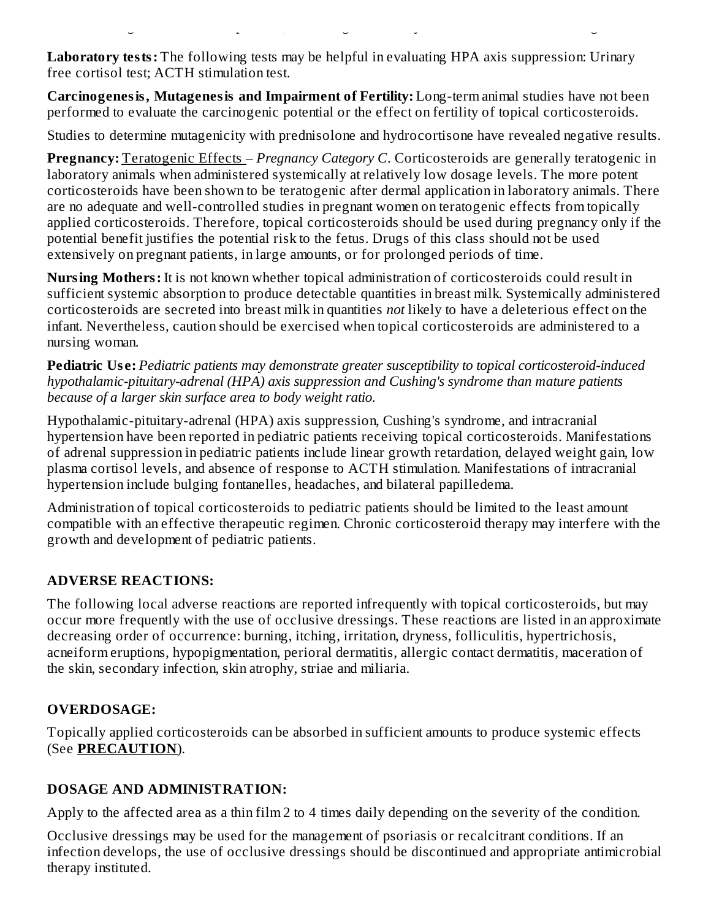**Laboratory tests:** The following tests may be helpful in evaluating HPA axis suppression: Urinary free cortisol test; ACTH stimulation test.

**Carcinogenesis, Mutagenesis and Impairment of Fertility:** Long-term animal studies have not been performed to evaluate the carcinogenic potential or the effect on fertility of topical corticosteroids.

Studies to determine mutagenicity with prednisolone and hydrocortisone have revealed negative results.

**Pregnancy:** Teratogenic Effects – *Pregnancy Category C*. Corticosteroids are generally teratogenic in laboratory animals when administered systemically at relatively low dosage levels. The more potent corticosteroids have been shown to be teratogenic after dermal application in laboratory animals. There are no adequate and well-controlled studies in pregnant women on teratogenic effects from topically applied corticosteroids. Therefore, topical corticosteroids should be used during pregnancy only if the potential benefit justifies the potential risk to the fetus. Drugs of this class should not be used extensively on pregnant patients, in large amounts, or for prolonged periods of time.

**Nursing Mothers:** It is not known whether topical administration of corticosteroids could result in sufficient systemic absorption to produce detectable quantities in breast milk. Systemically administered corticosteroids are secreted into breast milk in quantities *not* likely to have a deleterious effect on the infant. Nevertheless, caution should be exercised when topical corticosteroids are administered to a nursing woman.

**Pediatric Use:** *Pediatric patients may demonstrate greater susceptibility to topical corticosteroid-induced hypothalamic-pituitary-adrenal (HPA) axis suppression and Cushing's syndrome than mature patients because of a larger skin surface area to body weight ratio.*

Hypothalamic-pituitary-adrenal (HPA) axis suppression, Cushing's syndrome, and intracranial hypertension have been reported in pediatric patients receiving topical corticosteroids. Manifestations of adrenal suppression in pediatric patients include linear growth retardation, delayed weight gain, low plasma cortisol levels, and absence of response to ACTH stimulation. Manifestations of intracranial hypertension include bulging fontanelles, headaches, and bilateral papilledema.

Administration of topical corticosteroids to pediatric patients should be limited to the least amount compatible with an effective therapeutic regimen. Chronic corticosteroid therapy may interfere with the growth and development of pediatric patients.

## ADVERSE REACTIONS:

The following local adverse reactions are reported infrequently with topical corticosteroids, but may occur more frequently with the use of occlusive dressings. These reactions are listed in an approximate decreasing order of occurrence: burning, itching, irritation, dryness, folliculitis, hypertrichosis, acneiform eruptions, hypopigmentation, perioral dermatitis, allergic contact dermatitis, maceration of the skin, secondary infection, skin atrophy, striae and miliaria.

## OVERDOSAGE:

Topically applied corticosteroids can be absorbed in sufficient amounts to produce systemic effects (See **PRECAUTION**).

## DOSAGE AND ADMINISTRATION:

Apply to the affected area as a thin film 2 to 4 times daily depending on the severity of the condition.

Occlusive dressings may be used for the management of psoriasis or recalcitrant conditions. If an infection develops, the use of occlusive dressings should be discontinued and appropriate antimicrobial therapy instituted.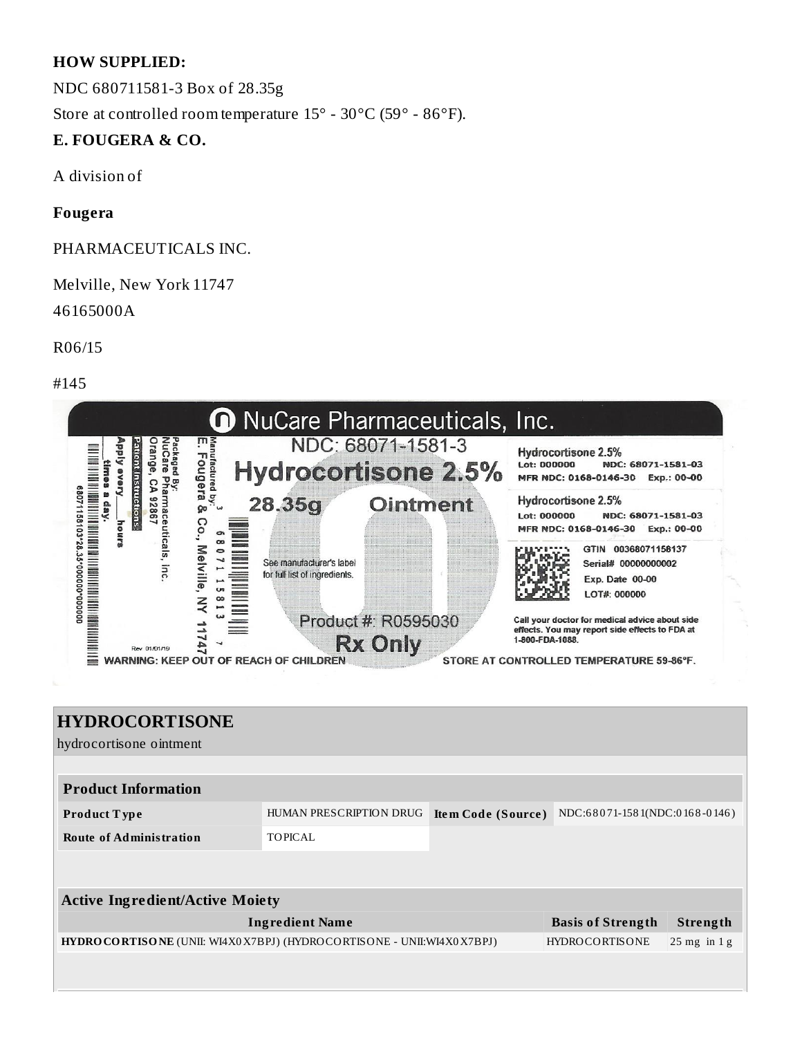**HOW SUPPLIED:**

NDC 680711581-3 Box of 28.35g

Store at controlled room temperature 15° - 30°C (59° - 86°F).

**E. FOUGERA & CO.**

A division of

**Fougera**

PHARMACEUTICALS INC.

Melville, New York 11747

46165000A

R06/15

#145

NuCare Pharmaceuticals, Inc.

NDC: 68071-1581-3

Hydrocortisone 2.5%

28.35g Ointment

See manufacturer's label for full list of ingredients.

Product #: R0595030

Rx Only

Manufactured by: E. Fougera & Co., Melville, NY 11747

Packaged By: NuCare Pharmaceuticals, Inc. Orange, CA 92867

Patient Instructions: Apply every ____ hours ____ times a day.

Rev 01/01/19

WARNING: KEEP OUT OF REACH OF CHILDREN

Hydrocortisone 2.5%
Lot: 000000 NDC: 68071-1581-03
MFR NDC: 0168-0146-30 Exp.: 00-00

Hydrocortisone 2.5%
Lot: 000000 NDC: 68071-1581-03
MFR NDC: 0168-0146-30 Exp.: 00-00

GTIN 00368071158137
Serial# 00000000002
Exp. Date 00-00
LOT#: 000000

Call your doctor for medical advice about side effects. You may report side effects to FDA at 1-800-FDA-1088.

STORE AT CONTROLLED TEMPERATURE 59-86°F.

## HYDROCORTISONE

hydrocortisone ointment

| **Product Information** | | | |
|---|---|---|---|
| **Product Type** | HUMAN PRESCRIPTION DRUG | **Item Code (Source)** | NDC:68071-1581(NDC:0168-0146) |
| **Route of Administration** | TOPICAL | | |

| **Active Ingredient/Active Moiety** | | |
|---|---|---|
| **Ingredient Name** | **Basis of Strength** | **Strength** |
| **HYDROCORTISONE** (UNII: WI4X0X7BPJ) (HYDROCORTISONE - UNII:WI4X0X7BPJ) | HYDROCORTISONE | 25 mg in 1 g |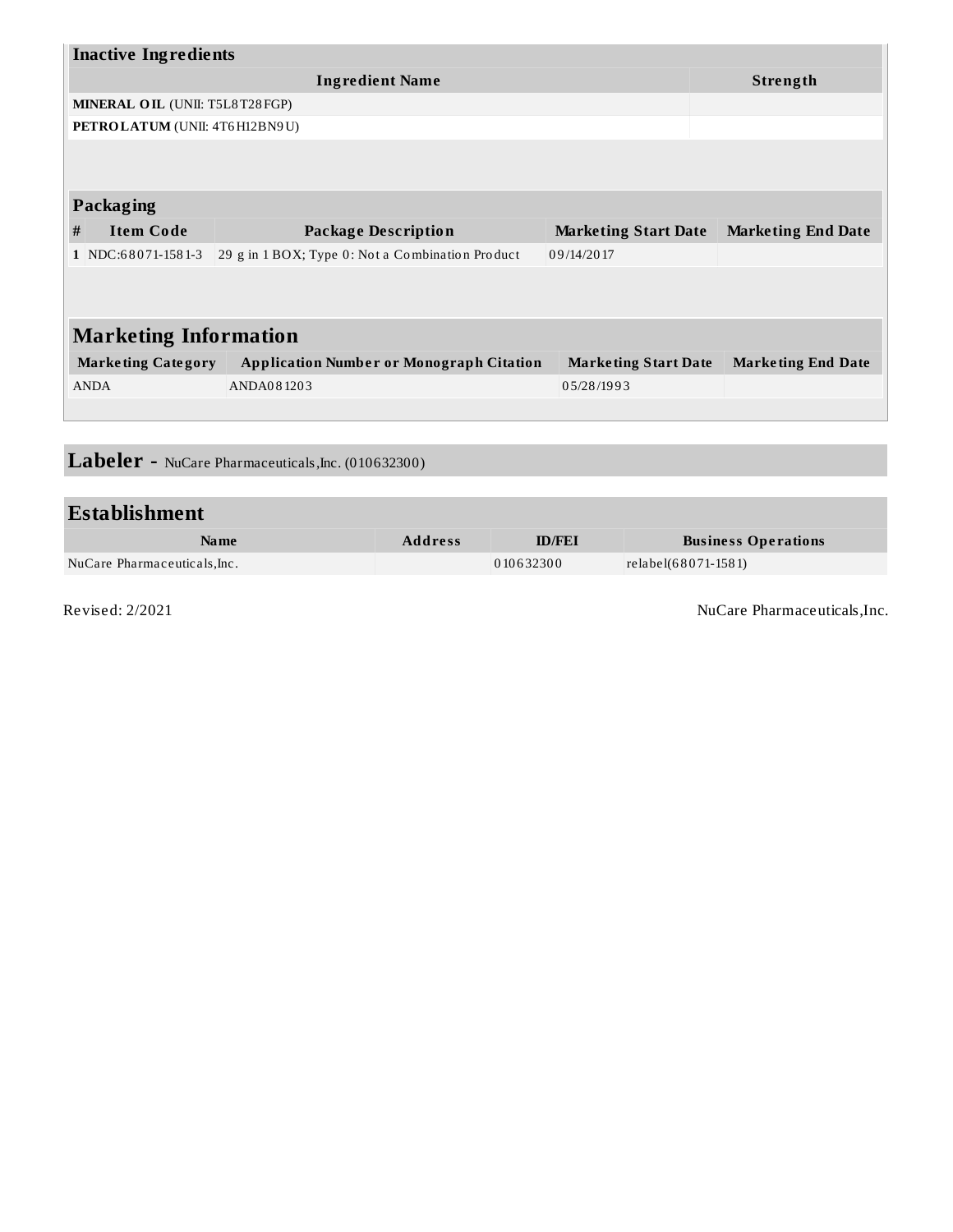### Inactive Ingredients

| Ingredient Name | Strength |
|---|---|
| **MINERAL OIL** (UNII: T5L8T28FGP) | |
| **PETROLATUM** (UNII: 4T6H12BN9U) | |

### Packaging

| # | Item Code | Package Description | Marketing Start Date | Marketing End Date |
|---|---|---|---|---|
| 1 | NDC:68071-1581-3 | 29 g in 1 BOX; Type 0: Not a Combination Product | 09/14/2017 | |

## Marketing Information

| Marketing Category | Application Number or Monograph Citation | Marketing Start Date | Marketing End Date |
|---|---|---|---|
| ANDA | ANDA081203 | 05/28/1993 | |

## Labeler - NuCare Pharmaceuticals,Inc. (010632300)

## Establishment

| Name | Address | ID/FEI | Business Operations |
|---|---|---|---|
| NuCare Pharmaceuticals,Inc. | | 010632300 | relabel(68071-1581) |

Revised: 2/2021

NuCare Pharmaceuticals,Inc.